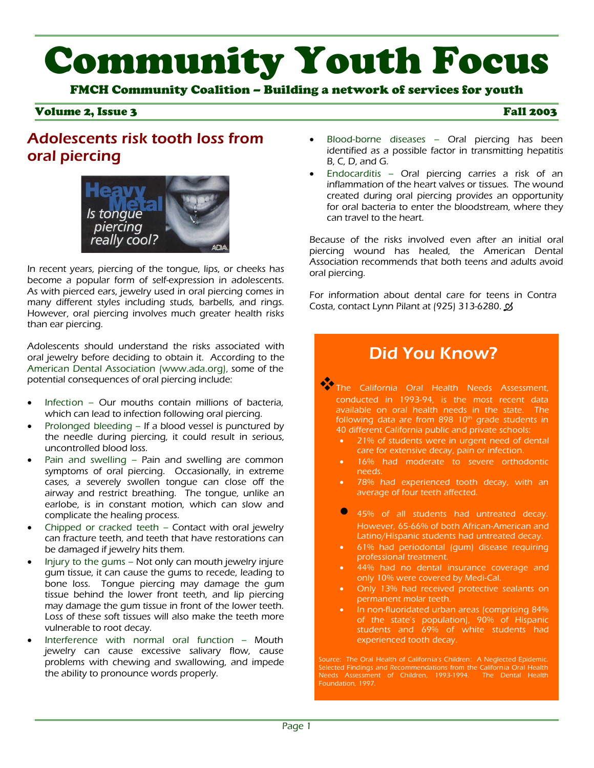# Community Youth Focus

**FMCH Community Coalition – Building a network of services for youth**

**Volume 2, Issue 3** **Fall 2003**

## Adolescents risk tooth loss from oral piercing

In recent years, piercing of the tongue, lips, or cheeks has become a popular form of self-expression in adolescents. As with pierced ears, jewelry used in oral piercing comes in many different styles including studs, barbells, and rings. However, oral piercing involves much greater health risks than ear piercing.

Adolescents should understand the risks associated with oral jewelry before deciding to obtain it. According to the American Dental Association (www.ada.org), some of the potential consequences of oral piercing include:

- Infection – Our mouths contain millions of bacteria, which can lead to infection following oral piercing.
- Prolonged bleeding – If a blood vessel is punctured by the needle during piercing, it could result in serious, uncontrolled blood loss.
- Pain and swelling – Pain and swelling are common symptoms of oral piercing. Occasionally, in extreme cases, a severely swollen tongue can close off the airway and restrict breathing. The tongue, unlike an earlobe, is in constant motion, which can slow and complicate the healing process.
- Chipped or cracked teeth – Contact with oral jewelry can fracture teeth, and teeth that have restorations can be damaged if jewelry hits them.
- Injury to the gums – Not only can mouth jewelry injure gum tissue, it can cause the gums to recede, leading to bone loss. Tongue piercing may damage the gum tissue behind the lower front teeth, and lip piercing may damage the gum tissue in front of the lower teeth. Loss of these soft tissues will also make the teeth more vulnerable to root decay.
- Interference with normal oral function – Mouth jewelry can cause excessive salivary flow, cause problems with chewing and swallowing, and impede the ability to pronounce words properly.
- Blood-borne diseases – Oral piercing has been identified as a possible factor in transmitting hepatitis B, C, D, and G.
- Endocarditis – Oral piercing carries a risk of an inflammation of the heart valves or tissues. The wound created during oral piercing provides an opportunity for oral bacteria to enter the bloodstream, where they can travel to the heart.

Because of the risks involved even after an initial oral piercing wound has healed, the American Dental Association recommends that both teens and adults avoid oral piercing.

For information about dental care for teens in Contra Costa, contact Lynn Pilant at (925) 313-6280.

## Did You Know?

The California Oral Health Needs Assessment, conducted in 1993-94, is the most recent data available on oral health needs in the state. The following data are from 898 10th grade students in 40 different California public and private schools:

- 21% of students were in urgent need of dental care for extensive decay, pain or infection.
- 16% had moderate to severe orthodontic needs.
- 78% had experienced tooth decay, with an average of four teeth affected.
- 45% of all students had untreated decay. However, 65-66% of both African-American and Latino/Hispanic students had untreated decay.
- 61% had periodontal (gum) disease requiring professional treatment.
- 44% had no dental insurance coverage and only 10% were covered by Medi-Cal.
- Only 13% had received protective sealants on permanent molar teeth.
- In non-fluoridated urban areas (comprising 84% of the state's population), 90% of Hispanic students and 69% of white students had experienced tooth decay.

Source: The Oral Health of California's Children: A Neglected Epidemic. Selected Findings and Recommendations from the California Oral Health Needs Assessment of Children, 1993-1994. The Dental Health Foundation, 1997.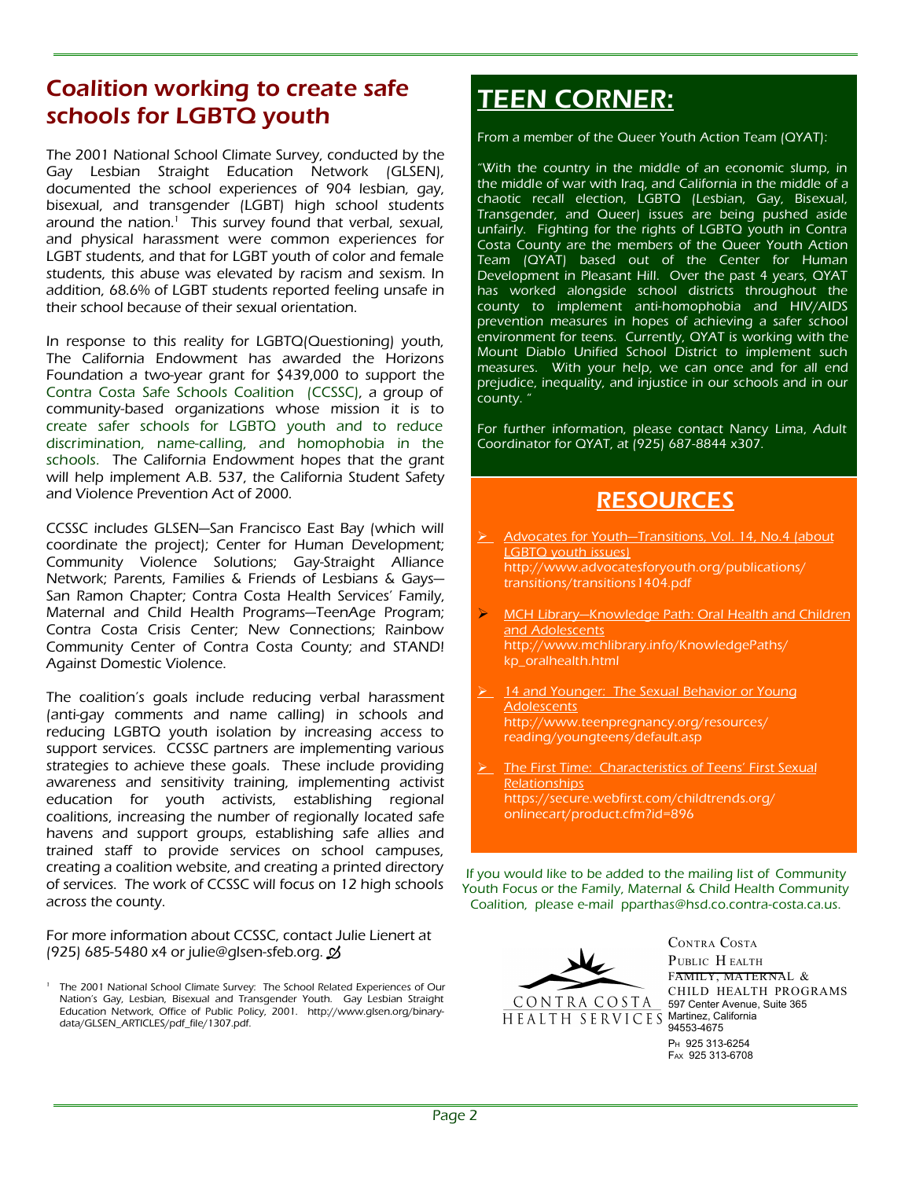## Coalition working to create safe schools for LGBTQ youth

The 2001 National School Climate Survey, conducted by the Gay Lesbian Straight Education Network (GLSEN), documented the school experiences of 904 lesbian, gay, bisexual, and transgender (LGBT) high school students around the nation.[1] This survey found that verbal, sexual, and physical harassment were common experiences for LGBT students, and that for LGBT youth of color and female students, this abuse was elevated by racism and sexism. In addition, 68.6% of LGBT students reported feeling unsafe in their school because of their sexual orientation.

In response to this reality for LGBTQ(Questioning) youth, The California Endowment has awarded the Horizons Foundation a two-year grant for $439,000 to support the Contra Costa Safe Schools Coalition (CCSSC), a group of community-based organizations whose mission it is to create safer schools for LGBTQ youth and to reduce discrimination, name-calling, and homophobia in the schools. The California Endowment hopes that the grant will help implement A.B. 537, the California Student Safety and Violence Prevention Act of 2000.

CCSSC includes GLSEN—San Francisco East Bay (which will coordinate the project); Center for Human Development; Community Violence Solutions; Gay-Straight Alliance Network; Parents, Families & Friends of Lesbians & Gays—San Ramon Chapter; Contra Costa Health Services' Family, Maternal and Child Health Programs—TeenAge Program; Contra Costa Crisis Center; New Connections; Rainbow Community Center of Contra Costa County; and STAND! Against Domestic Violence.

The coalition's goals include reducing verbal harassment (anti-gay comments and name calling) in schools and reducing LGBTQ youth isolation by increasing access to support services. CCSSC partners are implementing various strategies to achieve these goals. These include providing awareness and sensitivity training, implementing activist education for youth activists, establishing regional coalitions, increasing the number of regionally located safe havens and support groups, establishing safe allies and trained staff to provide services on school campuses, creating a coalition website, and creating a printed directory of services. The work of CCSSC will focus on 12 high schools across the county.

For more information about CCSSC, contact Julie Lienert at (925) 685-5480 x4 or julie@glsen-sfeb.org.

[1] The 2001 National School Climate Survey: The School Related Experiences of Our Nation's Gay, Lesbian, Bisexual and Transgender Youth. Gay Lesbian Straight Education Network, Office of Public Policy, 2001. http://www.glsen.org/binary-data/GLSEN_ARTICLES/pdf_file/1307.pdf.

## TEEN CORNER:

From a member of the Queer Youth Action Team (QYAT):

"With the country in the middle of an economic slump, in the middle of war with Iraq, and California in the middle of a chaotic recall election, LGBTQ (Lesbian, Gay, Bisexual, Transgender, and Queer) issues are being pushed aside unfairly. Fighting for the rights of LGBTQ youth in Contra Costa County are the members of the Queer Youth Action Team (QYAT) based out of the Center for Human Development in Pleasant Hill. Over the past 4 years, QYAT has worked alongside school districts throughout the county to implement anti-homophobia and HIV/AIDS prevention measures in hopes of achieving a safer school environment for teens. Currently, QYAT is working with the Mount Diablo Unified School District to implement such measures. With your help, we can once and for all end prejudice, inequality, and injustice in our schools and in our county. "

For further information, please contact Nancy Lima, Adult Coordinator for QYAT, at (925) 687-8844 x307.

## RESOURCES

- Advocates for Youth—Transitions, Vol. 14, No.4 (about LGBTQ youth issues)
  http://www.advocatesforyouth.org/publications/transitions/transitions1404.pdf
- MCH Library—Knowledge Path: Oral Health and Children and Adolescents
  http://www.mchlibrary.info/KnowledgePaths/kp_oralhealth.html
- 14 and Younger: The Sexual Behavior or Young Adolescents
  http://www.teenpregnancy.org/resources/reading/youngteens/default.asp
- The First Time: Characteristics of Teens' First Sexual Relationships
  https://secure.webfirst.com/childtrends.org/onlinecart/product.cfm?id=896

If you would like to be added to the mailing list of Community Youth Focus or the Family, Maternal & Child Health Community Coalition, please e-mail pparthas@hsd.co.contra-costa.ca.us.

CONTRA COSTA HEALTH SERVICES

CONTRA COSTA PUBLIC HEALTH
FAMILY, MATERNAL & CHILD HEALTH PROGRAMS
597 Center Avenue, Suite 365
Martinez, California
94553-4675
PH 925 313-6254
FAX 925 313-6708